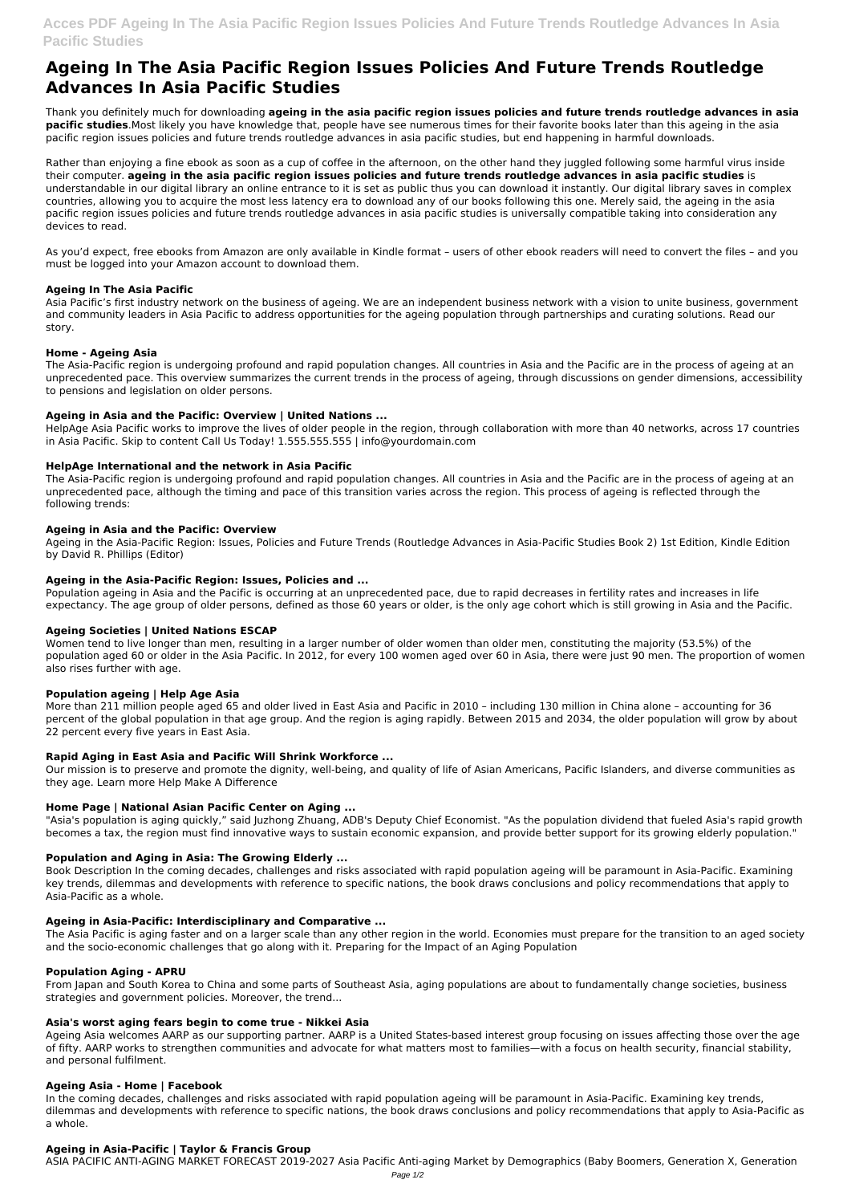# Ageing In The Asia Pacific Region Issues Policies And Future Trends Routledge Advances In Asia Pacific Studies

Thank you definitely much for downloading **ageing in the asia pacific region issues policies and future trends routledge advances in asia pacific studies**.Most likely you have knowledge that, people have see numerous times for their favorite books later than this ageing in the asia pacific region issues policies and future trends routledge advances in asia pacific studies, but end happening in harmful downloads.

Rather than enjoying a fine ebook as soon as a cup of coffee in the afternoon, on the other hand they juggled following some harmful virus inside their computer. **ageing in the asia pacific region issues policies and future trends routledge advances in asia pacific studies** is understandable in our digital library an online entrance to it is set as public thus you can download it instantly. Our digital library saves in complex countries, allowing you to acquire the most less latency era to download any of our books following this one. Merely said, the ageing in the asia pacific region issues policies and future trends routledge advances in asia pacific studies is universally compatible taking into consideration any devices to read.

As you'd expect, free ebooks from Amazon are only available in Kindle format – users of other ebook readers will need to convert the files – and you must be logged into your Amazon account to download them.

### Ageing In The Asia Pacific

Asia Pacific's first industry network on the business of ageing. We are an independent business network with a vision to unite business, government and community leaders in Asia Pacific to address opportunities for the ageing population through partnerships and curating solutions. Read our story.

### Home - Ageing Asia

The Asia-Pacific region is undergoing profound and rapid population changes. All countries in Asia and the Pacific are in the process of ageing at an unprecedented pace. This overview summarizes the current trends in the process of ageing, through discussions on gender dimensions, accessibility to pensions and legislation on older persons.

### Ageing in Asia and the Pacific: Overview | United Nations ...

HelpAge Asia Pacific works to improve the lives of older people in the region, through collaboration with more than 40 networks, across 17 countries in Asia Pacific. Skip to content Call Us Today! 1.555.555.555 | info@yourdomain.com

### HelpAge International and the network in Asia Pacific

The Asia-Pacific region is undergoing profound and rapid population changes. All countries in Asia and the Pacific are in the process of ageing at an unprecedented pace, although the timing and pace of this transition varies across the region. This process of ageing is reflected through the following trends:

### Ageing in Asia and the Pacific: Overview

Ageing in the Asia-Pacific Region: Issues, Policies and Future Trends (Routledge Advances in Asia-Pacific Studies Book 2) 1st Edition, Kindle Edition by David R. Phillips (Editor)

### Ageing in the Asia-Pacific Region: Issues, Policies and ...

Population ageing in Asia and the Pacific is occurring at an unprecedented pace, due to rapid decreases in fertility rates and increases in life expectancy. The age group of older persons, defined as those 60 years or older, is the only age cohort which is still growing in Asia and the Pacific.

### Ageing Societies | United Nations ESCAP

Women tend to live longer than men, resulting in a larger number of older women than older men, constituting the majority (53.5%) of the population aged 60 or older in the Asia Pacific. In 2012, for every 100 women aged over 60 in Asia, there were just 90 men. The proportion of women also rises further with age.

### Population ageing | Help Age Asia

More than 211 million people aged 65 and older lived in East Asia and Pacific in 2010 – including 130 million in China alone – accounting for 36 percent of the global population in that age group. And the region is aging rapidly. Between 2015 and 2034, the older population will grow by about 22 percent every five years in East Asia.

### Rapid Aging in East Asia and Pacific Will Shrink Workforce ...

Our mission is to preserve and promote the dignity, well-being, and quality of life of Asian Americans, Pacific Islanders, and diverse communities as they age. Learn more Help Make A Difference

### Home Page | National Asian Pacific Center on Aging ...

"Asia's population is aging quickly," said Juzhong Zhuang, ADB's Deputy Chief Economist. "As the population dividend that fueled Asia's rapid growth becomes a tax, the region must find innovative ways to sustain economic expansion, and provide better support for its growing elderly population."

### Population and Aging in Asia: The Growing Elderly ...

Book Description In the coming decades, challenges and risks associated with rapid population ageing will be paramount in Asia-Pacific. Examining key trends, dilemmas and developments with reference to specific nations, the book draws conclusions and policy recommendations that apply to Asia-Pacific as a whole.

### Ageing in Asia-Pacific: Interdisciplinary and Comparative ...

The Asia Pacific is aging faster and on a larger scale than any other region in the world. Economies must prepare for the transition to an aged society and the socio-economic challenges that go along with it. Preparing for the Impact of an Aging Population

### Population Aging - APRU

From Japan and South Korea to China and some parts of Southeast Asia, aging populations are about to fundamentally change societies, business strategies and government policies. Moreover, the trend...

### Asia's worst aging fears begin to come true - Nikkei Asia

Ageing Asia welcomes AARP as our supporting partner. AARP is a United States-based interest group focusing on issues affecting those over the age of fifty. AARP works to strengthen communities and advocate for what matters most to families—with a focus on health security, financial stability, and personal fulfilment.

### Ageing Asia - Home | Facebook

In the coming decades, challenges and risks associated with rapid population ageing will be paramount in Asia-Pacific. Examining key trends, dilemmas and developments with reference to specific nations, the book draws conclusions and policy recommendations that apply to Asia-Pacific as a whole.

### Ageing in Asia-Pacific | Taylor & Francis Group

ASIA PACIFIC ANTI-AGING MARKET FORECAST 2019-2027 Asia Pacific Anti-aging Market by Demographics (Baby Boomers, Generation X, Generation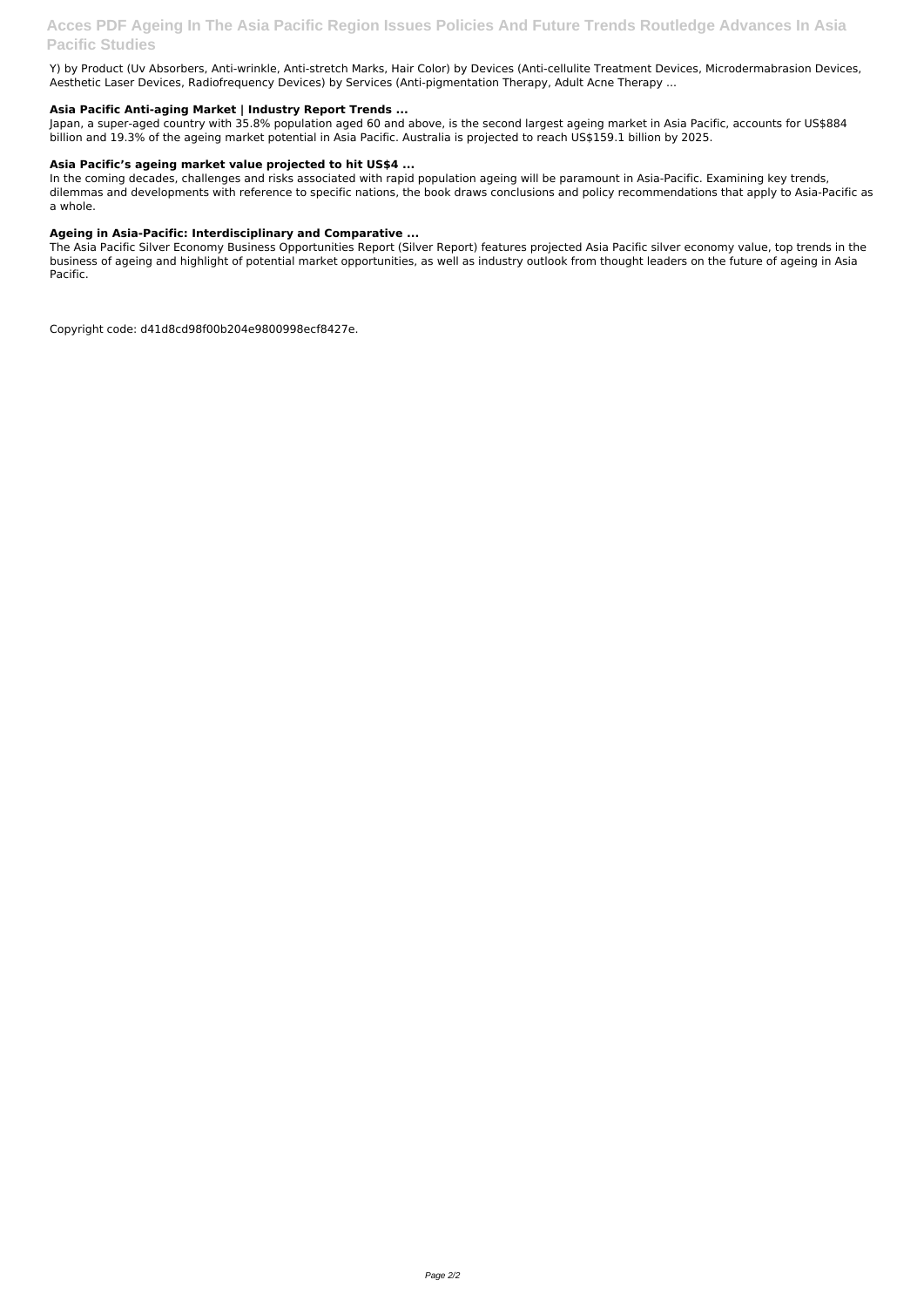Y) by Product (Uv Absorbers, Anti-wrinkle, Anti-stretch Marks, Hair Color) by Devices (Anti-cellulite Treatment Devices, Microdermabrasion Devices, Aesthetic Laser Devices, Radiofrequency Devices) by Services (Anti-pigmentation Therapy, Adult Acne Therapy ...

**Asia Pacific Anti-aging Market | Industry Report Trends ...**

Japan, a super-aged country with 35.8% population aged 60 and above, is the second largest ageing market in Asia Pacific, accounts for US$884 billion and 19.3% of the ageing market potential in Asia Pacific. Australia is projected to reach US$159.1 billion by 2025.

**Asia Pacific's ageing market value projected to hit US$4 ...**

In the coming decades, challenges and risks associated with rapid population ageing will be paramount in Asia-Pacific. Examining key trends, dilemmas and developments with reference to specific nations, the book draws conclusions and policy recommendations that apply to Asia-Pacific as a whole.

**Ageing in Asia-Pacific: Interdisciplinary and Comparative ...**

The Asia Pacific Silver Economy Business Opportunities Report (Silver Report) features projected Asia Pacific silver economy value, top trends in the business of ageing and highlight of potential market opportunities, as well as industry outlook from thought leaders on the future of ageing in Asia Pacific.

Copyright code: d41d8cd98f00b204e9800998ecf8427e.